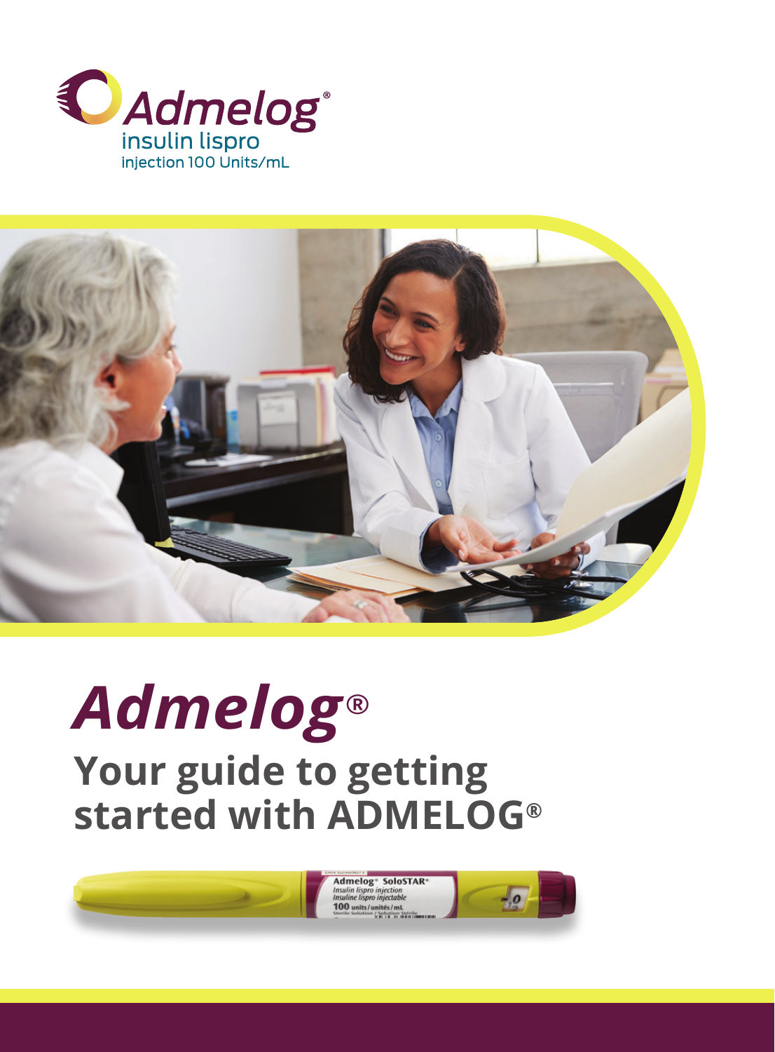Admelog®
insulin lispro
injection 100 Units/mL

# *Admelog®*

## Your guide to getting started with ADMELOG®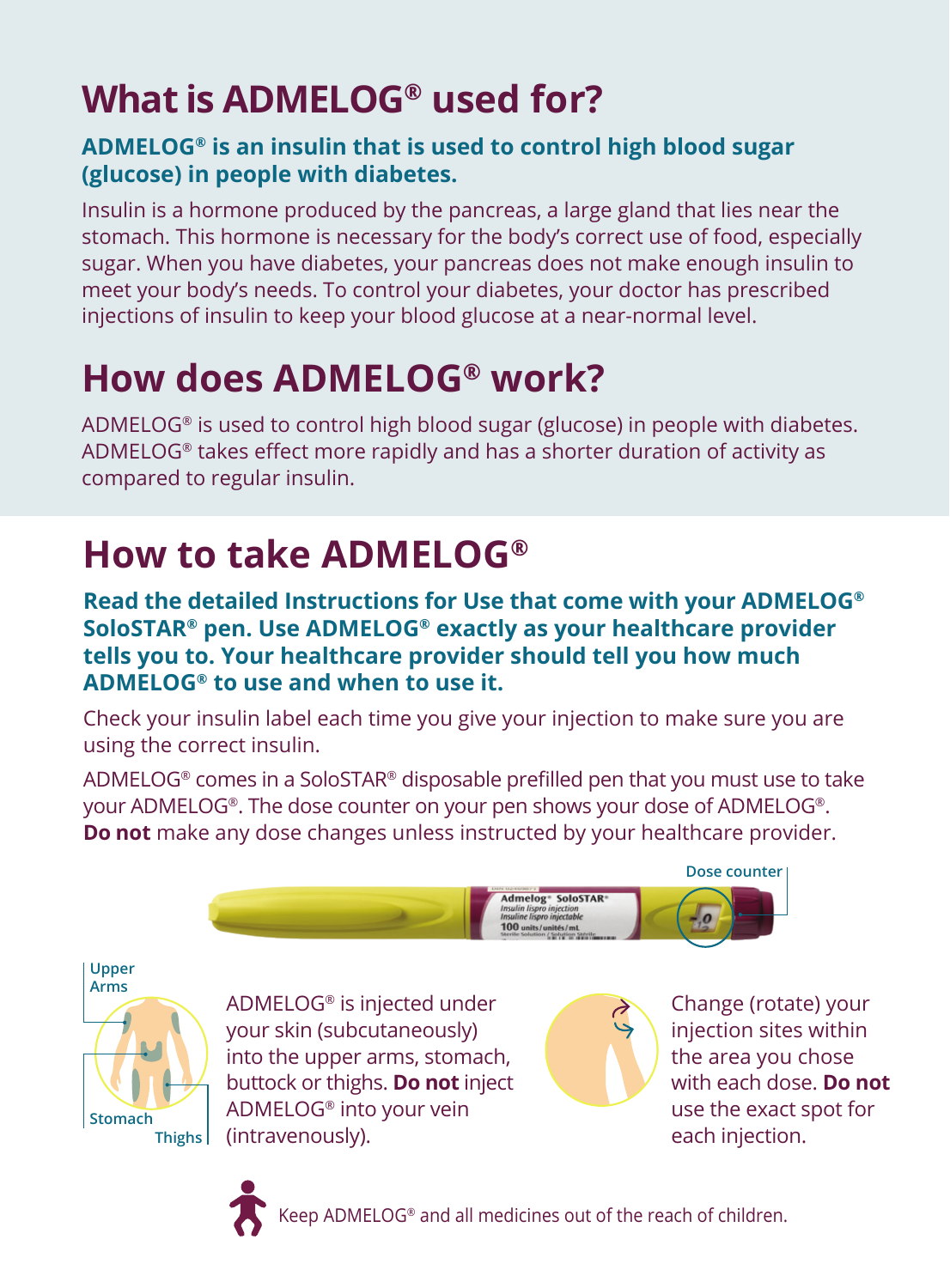# What is ADMELOG® used for?

**ADMELOG® is an insulin that is used to control high blood sugar (glucose) in people with diabetes.**

Insulin is a hormone produced by the pancreas, a large gland that lies near the stomach. This hormone is necessary for the body's correct use of food, especially sugar. When you have diabetes, your pancreas does not make enough insulin to meet your body's needs. To control your diabetes, your doctor has prescribed injections of insulin to keep your blood glucose at a near-normal level.

# How does ADMELOG® work?

ADMELOG® is used to control high blood sugar (glucose) in people with diabetes. ADMELOG® takes effect more rapidly and has a shorter duration of activity as compared to regular insulin.

# How to take ADMELOG®

**Read the detailed Instructions for Use that come with your ADMELOG® SoloSTAR® pen. Use ADMELOG® exactly as your healthcare provider tells you to. Your healthcare provider should tell you how much ADMELOG® to use and when to use it.**

Check your insulin label each time you give your injection to make sure you are using the correct insulin.

ADMELOG® comes in a SoloSTAR® disposable prefilled pen that you must use to take your ADMELOG®. The dose counter on your pen shows your dose of ADMELOG®. **Do not** make any dose changes unless instructed by your healthcare provider.

Dose counter

Upper Arms

Stomach

Thighs

ADMELOG® is injected under your skin (subcutaneously) into the upper arms, stomach, buttock or thighs. **Do not** inject ADMELOG® into your vein (intravenously).

Change (rotate) your injection sites within the area you chose with each dose. **Do not** use the exact spot for each injection.

Keep ADMELOG® and all medicines out of the reach of children.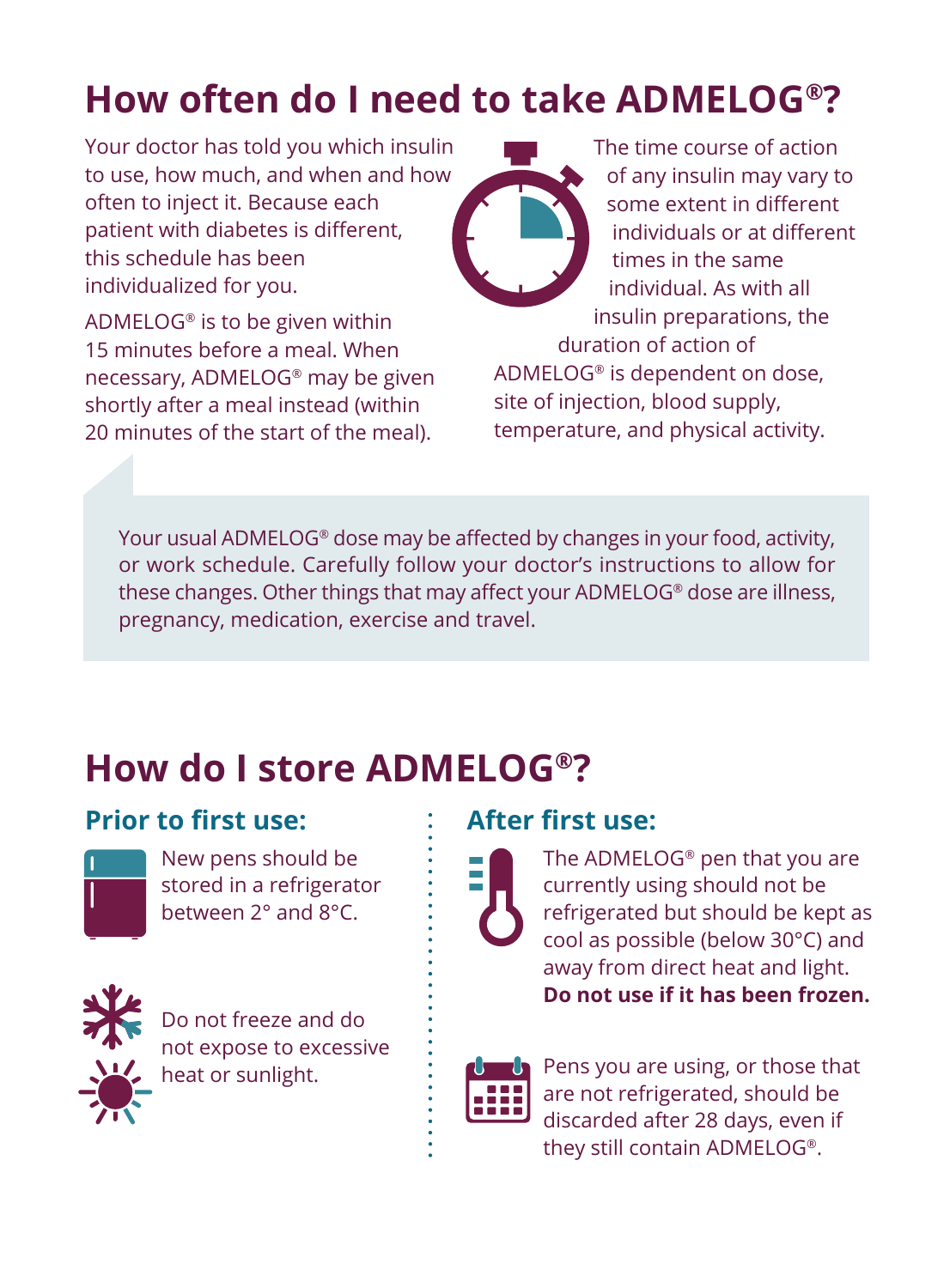# How often do I need to take ADMELOG®?

Your doctor has told you which insulin to use, how much, and when and how often to inject it. Because each patient with diabetes is different, this schedule has been individualized for you.

ADMELOG® is to be given within 15 minutes before a meal. When necessary, ADMELOG® may be given shortly after a meal instead (within 20 minutes of the start of the meal).

The time course of action of any insulin may vary to some extent in different individuals or at different times in the same individual. As with all insulin preparations, the duration of action of ADMELOG® is dependent on dose, site of injection, blood supply, temperature, and physical activity.

Your usual ADMELOG® dose may be affected by changes in your food, activity, or work schedule. Carefully follow your doctor's instructions to allow for these changes. Other things that may affect your ADMELOG® dose are illness, pregnancy, medication, exercise and travel.

# How do I store ADMELOG®?

## Prior to first use:

New pens should be stored in a refrigerator between 2° and 8°C.

Do not freeze and do not expose to excessive heat or sunlight.

## After first use:

The ADMELOG® pen that you are currently using should not be refrigerated but should be kept as cool as possible (below 30°C) and away from direct heat and light. **Do not use if it has been frozen.**

Pens you are using, or those that are not refrigerated, should be discarded after 28 days, even if they still contain ADMELOG®.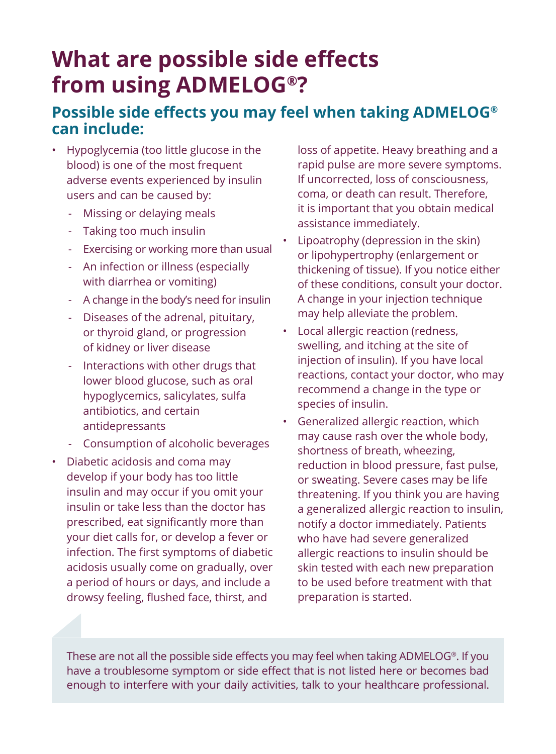# What are possible side effects from using ADMELOG®?

## Possible side effects you may feel when taking ADMELOG® can include:

- Hypoglycemia (too little glucose in the blood) is one of the most frequent adverse events experienced by insulin users and can be caused by:
  - Missing or delaying meals
  - Taking too much insulin
  - Exercising or working more than usual
  - An infection or illness (especially with diarrhea or vomiting)
  - A change in the body's need for insulin
  - Diseases of the adrenal, pituitary, or thyroid gland, or progression of kidney or liver disease
  - Interactions with other drugs that lower blood glucose, such as oral hypoglycemics, salicylates, sulfa antibiotics, and certain antidepressants
  - Consumption of alcoholic beverages
- Diabetic acidosis and coma may develop if your body has too little insulin and may occur if you omit your insulin or take less than the doctor has prescribed, eat significantly more than your diet calls for, or develop a fever or infection. The first symptoms of diabetic acidosis usually come on gradually, over a period of hours or days, and include a drowsy feeling, flushed face, thirst, and loss of appetite. Heavy breathing and a rapid pulse are more severe symptoms. If uncorrected, loss of consciousness, coma, or death can result. Therefore, it is important that you obtain medical assistance immediately.
- Lipoatrophy (depression in the skin) or lipohypertrophy (enlargement or thickening of tissue). If you notice either of these conditions, consult your doctor. A change in your injection technique may help alleviate the problem.
- Local allergic reaction (redness, swelling, and itching at the site of injection of insulin). If you have local reactions, contact your doctor, who may recommend a change in the type or species of insulin.
- Generalized allergic reaction, which may cause rash over the whole body, shortness of breath, wheezing, reduction in blood pressure, fast pulse, or sweating. Severe cases may be life threatening. If you think you are having a generalized allergic reaction to insulin, notify a doctor immediately. Patients who have had severe generalized allergic reactions to insulin should be skin tested with each new preparation to be used before treatment with that preparation is started.

These are not all the possible side effects you may feel when taking ADMELOG®. If you have a troublesome symptom or side effect that is not listed here or becomes bad enough to interfere with your daily activities, talk to your healthcare professional.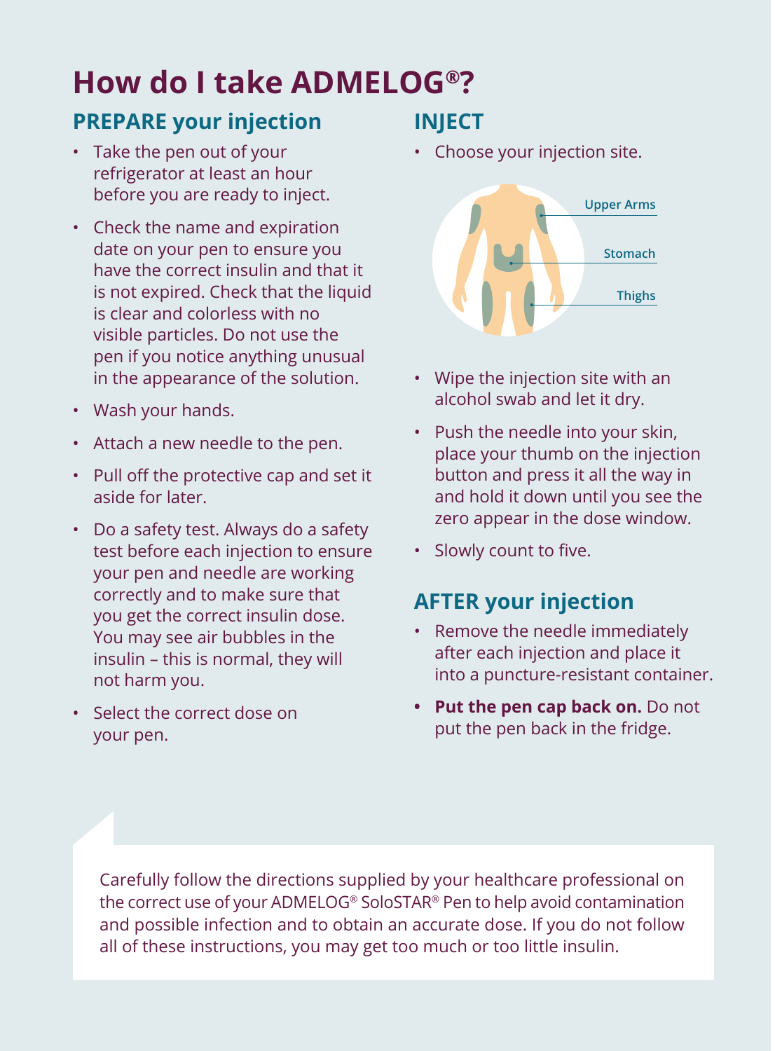# How do I take ADMELOG®?

## PREPARE your injection

- Take the pen out of your refrigerator at least an hour before you are ready to inject.
- Check the name and expiration date on your pen to ensure you have the correct insulin and that it is not expired. Check that the liquid is clear and colorless with no visible particles. Do not use the pen if you notice anything unusual in the appearance of the solution.
- Wash your hands.
- Attach a new needle to the pen.
- Pull off the protective cap and set it aside for later.
- Do a safety test. Always do a safety test before each injection to ensure your pen and needle are working correctly and to make sure that you get the correct insulin dose. You may see air bubbles in the insulin – this is normal, they will not harm you.
- Select the correct dose on your pen.

## INJECT

- Choose your injection site.

Upper Arms

Stomach

Thighs

- Wipe the injection site with an alcohol swab and let it dry.
- Push the needle into your skin, place your thumb on the injection button and press it all the way in and hold it down until you see the zero appear in the dose window.
- Slowly count to five.

## AFTER your injection

- Remove the needle immediately after each injection and place it into a puncture-resistant container.
- **Put the pen cap back on.** Do not put the pen back in the fridge.

Carefully follow the directions supplied by your healthcare professional on the correct use of your ADMELOG® SoloSTAR® Pen to help avoid contamination and possible infection and to obtain an accurate dose. If you do not follow all of these instructions, you may get too much or too little insulin.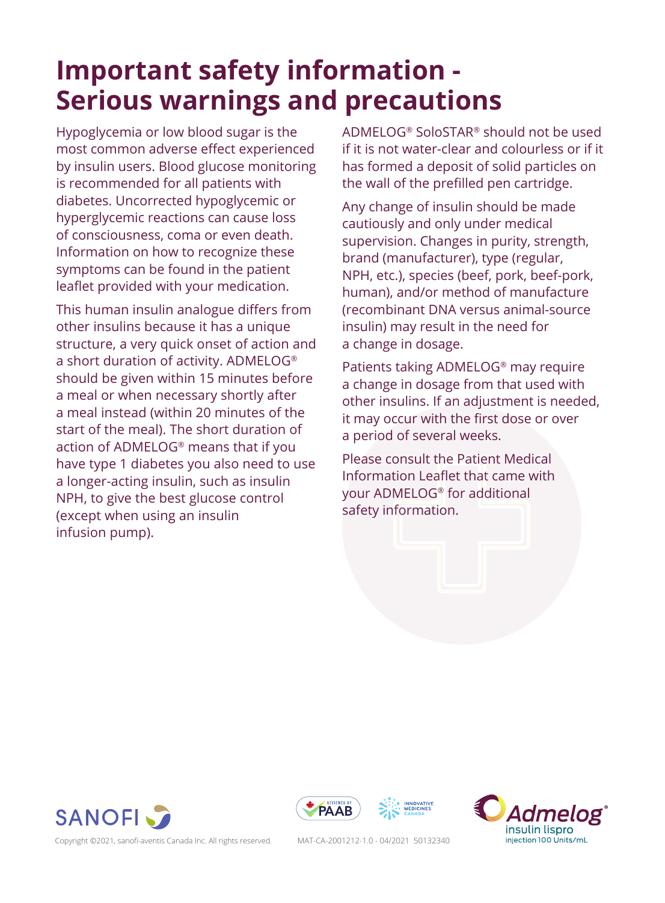# Important safety information - Serious warnings and precautions

Hypoglycemia or low blood sugar is the most common adverse effect experienced by insulin users. Blood glucose monitoring is recommended for all patients with diabetes. Uncorrected hypoglycemic or hyperglycemic reactions can cause loss of consciousness, coma or even death. Information on how to recognize these symptoms can be found in the patient leaflet provided with your medication.

This human insulin analogue differs from other insulins because it has a unique structure, a very quick onset of action and a short duration of activity. ADMELOG® should be given within 15 minutes before a meal or when necessary shortly after a meal instead (within 20 minutes of the start of the meal). The short duration of action of ADMELOG® means that if you have type 1 diabetes you also need to use a longer-acting insulin, such as insulin NPH, to give the best glucose control (except when using an insulin infusion pump).

ADMELOG® SoloSTAR® should not be used if it is not water-clear and colourless or if it has formed a deposit of solid particles on the wall of the prefilled pen cartridge.

Any change of insulin should be made cautiously and only under medical supervision. Changes in purity, strength, brand (manufacturer), type (regular, NPH, etc.), species (beef, pork, beef-pork, human), and/or method of manufacture (recombinant DNA versus animal-source insulin) may result in the need for a change in dosage.

Patients taking ADMELOG® may require a change in dosage from that used with other insulins. If an adjustment is needed, it may occur with the first dose or over a period of several weeks.

Please consult the Patient Medical Information Leaflet that came with your ADMELOG® for additional safety information.

SANOFI

Copyright ©2021, sanofi-aventis Canada Inc. All rights reserved.

REVIEWED BY PAAB

INNOVATIVE MEDICINES CANADA

MAT-CA-2001212-1.0 - 04/2021 50132340

Admelog® insulin lispro injection 100 Units/mL